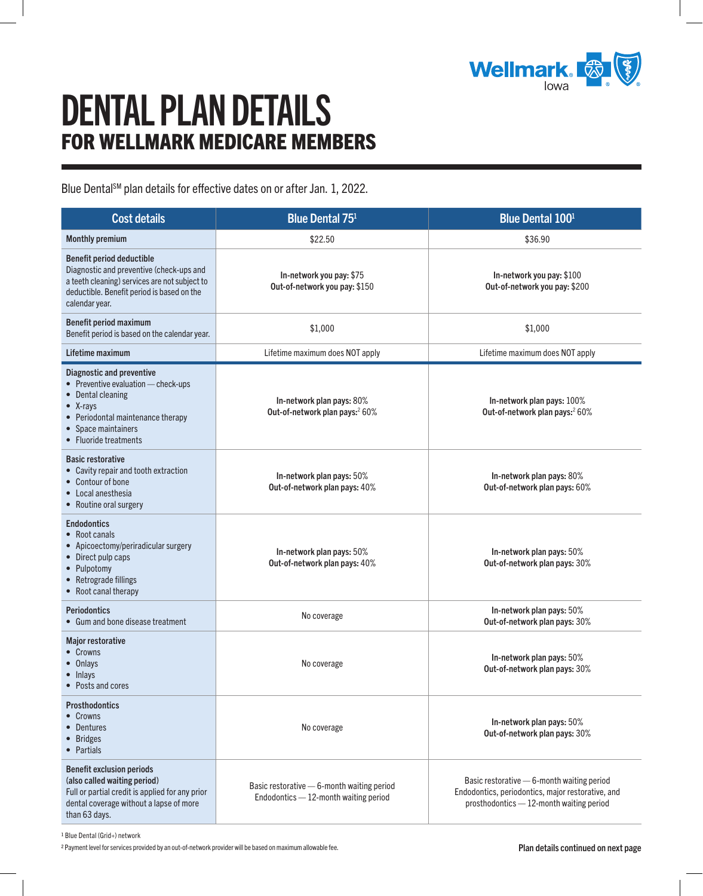# DENTAL PLAN DETAILS

## FOR WELLMARK MEDICARE MEMBERS

Blue Dental[SM] plan details for effective dates on or after Jan. 1, 2022.

| Cost details | Blue Dental 75[1] | Blue Dental 100[1] |
|---|---|---|
| **Monthly premium** | $22.50 | $36.90 |
| **Benefit period deductible** Diagnostic and preventive (check-ups and a teeth cleaning) services are not subject to deductible. Benefit period is based on the calendar year. | **In-network you pay:** $75 **Out-of-network you pay:** $150 | **In-network you pay:** $100 **Out-of-network you pay:** $200 |
| **Benefit period maximum** Benefit period is based on the calendar year. | $1,000 | $1,000 |
| **Lifetime maximum** | Lifetime maximum does NOT apply | Lifetime maximum does NOT apply |
| **Diagnostic and preventive** • Preventive evaluation — check-ups • Dental cleaning • X-rays • Periodontal maintenance therapy • Space maintainers • Fluoride treatments | **In-network plan pays:** 80% **Out-of-network plan pays:**[2] 60% | **In-network plan pays:** 100% **Out-of-network plan pays:**[2] 60% |
| **Basic restorative** • Cavity repair and tooth extraction • Contour of bone • Local anesthesia • Routine oral surgery | **In-network plan pays:** 50% **Out-of-network plan pays:** 40% | **In-network plan pays:** 80% **Out-of-network plan pays:** 60% |
| **Endodontics** • Root canals • Apicoectomy/periradicular surgery • Direct pulp caps • Pulpotomy • Retrograde fillings • Root canal therapy | **In-network plan pays:** 50% **Out-of-network plan pays:** 40% | **In-network plan pays:** 50% **Out-of-network plan pays:** 30% |
| **Periodontics** • Gum and bone disease treatment | No coverage | **In-network plan pays:** 50% **Out-of-network plan pays:** 30% |
| **Major restorative** • Crowns • Onlays • Inlays • Posts and cores | No coverage | **In-network plan pays:** 50% **Out-of-network plan pays:** 30% |
| **Prosthodontics** • Crowns • Dentures • Bridges • Partials | No coverage | **In-network plan pays:** 50% **Out-of-network plan pays:** 30% |
| **Benefit exclusion periods (also called waiting period)** Full or partial credit is applied for any prior dental coverage without a lapse of more than 63 days. | Basic restorative — 6-month waiting period Endodontics — 12-month waiting period | Basic restorative — 6-month waiting period Endodontics, periodontics, major restorative, and prosthodontics — 12-month waiting period |

[1] Blue Dental (Grid+) network

[2] Payment level for services provided by an out-of-network provider will be based on maximum allowable fee.

**Plan details continued on next page**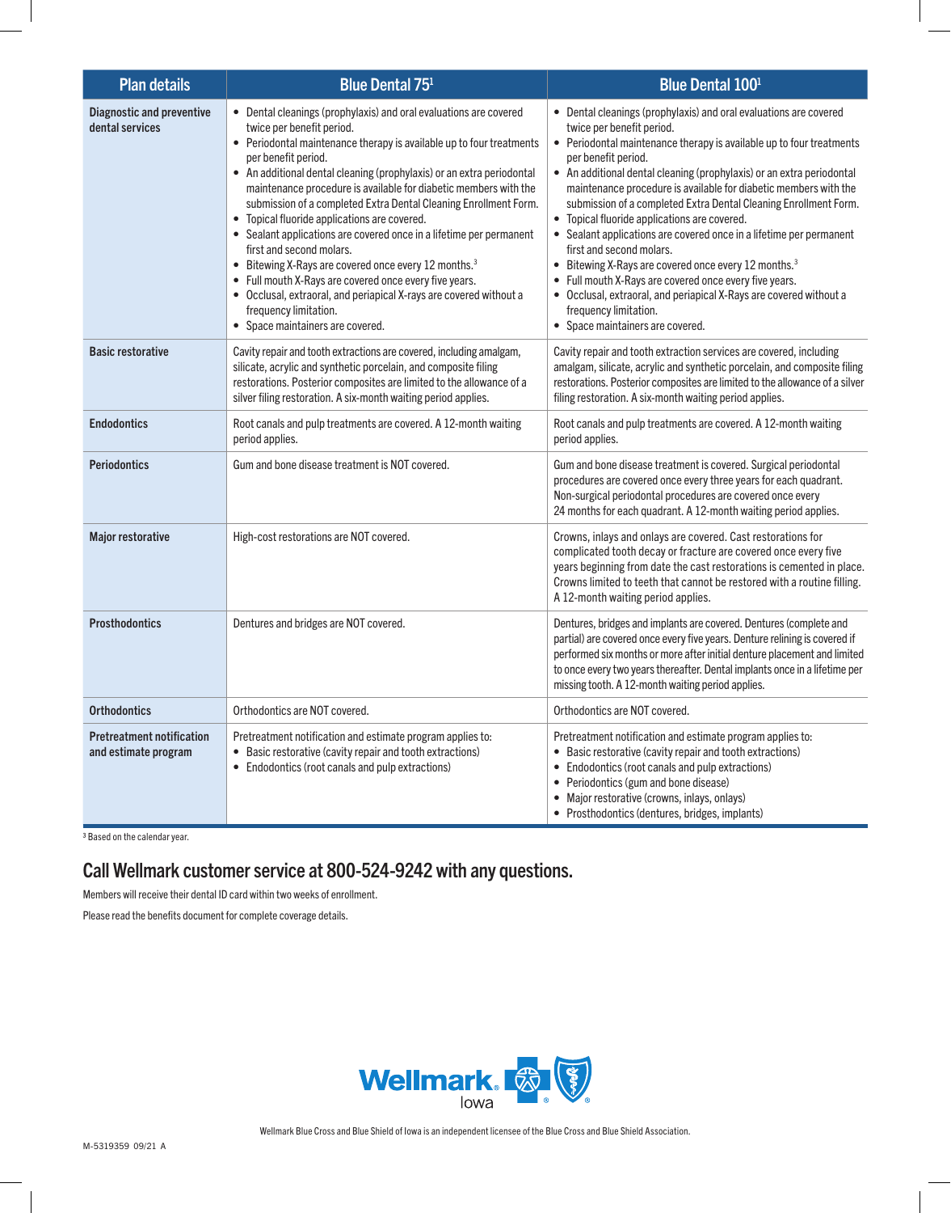| Plan details | Blue Dental 75[1] | Blue Dental 100[1] |
|---|---|---|
| Diagnostic and preventive dental services | • Dental cleanings (prophylaxis) and oral evaluations are covered twice per benefit period.<br>• Periodontal maintenance therapy is available up to four treatments per benefit period.<br>• An additional dental cleaning (prophylaxis) or an extra periodontal maintenance procedure is available for diabetic members with the submission of a completed Extra Dental Cleaning Enrollment Form.<br>• Topical fluoride applications are covered.<br>• Sealant applications are covered once in a lifetime per permanent first and second molars.<br>• Bitewing X-Rays are covered once every 12 months.[3]<br>• Full mouth X-Rays are covered once every five years.<br>• Occlusal, extraoral, and periapical X-rays are covered without a frequency limitation.<br>• Space maintainers are covered. | • Dental cleanings (prophylaxis) and oral evaluations are covered twice per benefit period.<br>• Periodontal maintenance therapy is available up to four treatments per benefit period.<br>• An additional dental cleaning (prophylaxis) or an extra periodontal maintenance procedure is available for diabetic members with the submission of a completed Extra Dental Cleaning Enrollment Form.<br>• Topical fluoride applications are covered.<br>• Sealant applications are covered once in a lifetime per permanent first and second molars.<br>• Bitewing X-Rays are covered once every 12 months.[3]<br>• Full mouth X-Rays are covered once every five years.<br>• Occlusal, extraoral, and periapical X-Rays are covered without a frequency limitation.<br>• Space maintainers are covered. |
| Basic restorative | Cavity repair and tooth extractions are covered, including amalgam, silicate, acrylic and synthetic porcelain, and composite filing restorations. Posterior composites are limited to the allowance of a silver filing restoration. A six-month waiting period applies. | Cavity repair and tooth extraction services are covered, including amalgam, silicate, acrylic and synthetic porcelain, and composite filing restorations. Posterior composites are limited to the allowance of a silver filing restoration. A six-month waiting period applies. |
| Endodontics | Root canals and pulp treatments are covered. A 12-month waiting period applies. | Root canals and pulp treatments are covered. A 12-month waiting period applies. |
| Periodontics | Gum and bone disease treatment is NOT covered. | Gum and bone disease treatment is covered. Surgical periodontal procedures are covered once every three years for each quadrant. Non-surgical periodontal procedures are covered once every 24 months for each quadrant. A 12-month waiting period applies. |
| Major restorative | High-cost restorations are NOT covered. | Crowns, inlays and onlays are covered. Cast restorations for complicated tooth decay or fracture are covered once every five years beginning from date the cast restorations is cemented in place. Crowns limited to teeth that cannot be restored with a routine filling. A 12-month waiting period applies. |
| Prosthodontics | Dentures and bridges are NOT covered. | Dentures, bridges and implants are covered. Dentures (complete and partial) are covered once every five years. Denture relining is covered if performed six months or more after initial denture placement and limited to once every two years thereafter. Dental implants once in a lifetime per missing tooth. A 12-month waiting period applies. |
| Orthodontics | Orthodontics are NOT covered. | Orthodontics are NOT covered. |
| Pretreatment notification and estimate program | Pretreatment notification and estimate program applies to:<br>• Basic restorative (cavity repair and tooth extractions)<br>• Endodontics (root canals and pulp extractions) | Pretreatment notification and estimate program applies to:<br>• Basic restorative (cavity repair and tooth extractions)<br>• Endodontics (root canals and pulp extractions)<br>• Periodontics (gum and bone disease)<br>• Major restorative (crowns, inlays, onlays)<br>• Prosthodontics (dentures, bridges, implants) |

[3] Based on the calendar year.

## Call Wellmark customer service at 800-524-9242 with any questions.

Members will receive their dental ID card within two weeks of enrollment.

Please read the benefits document for complete coverage details.

Wellmark Iowa

Wellmark Blue Cross and Blue Shield of Iowa is an independent licensee of the Blue Cross and Blue Shield Association.

M-5319359 09/21 A